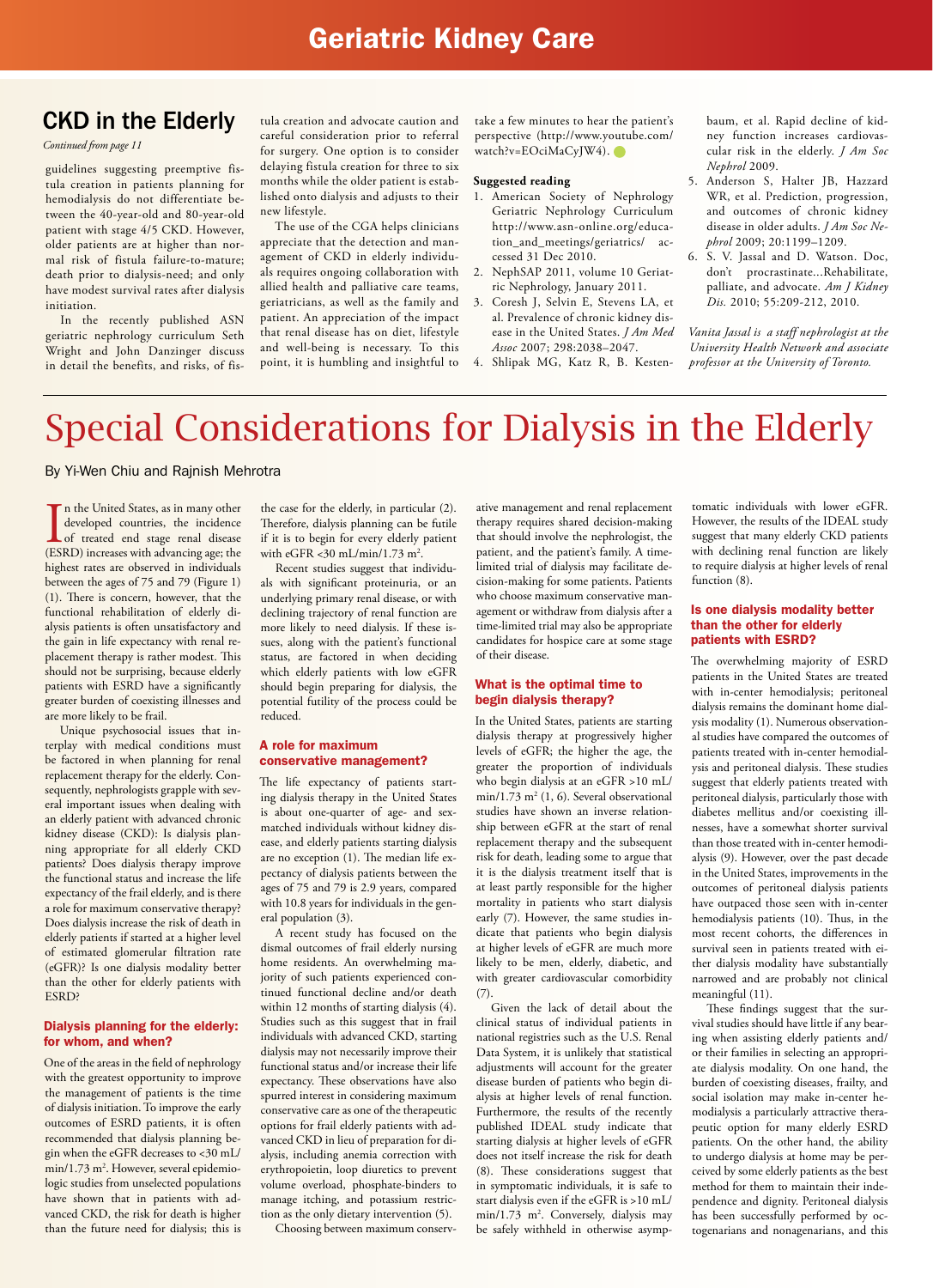## CKD in the Elderly

*Continued from page 11*

guidelines suggesting preemptive fistula creation in patients planning for hemodialysis do not differentiate between the 40-year-old and 80-year-old patient with stage 4/5 CKD. However, older patients are at higher than normal risk of fistula failure-to-mature; death prior to dialysis-need; and only have modest survival rates after dialysis initiation.

In the recently published ASN geriatric nephrology curriculum Seth Wright and John Danzinger discuss in detail the benefits, and risks, of fistula creation and advocate caution and careful consideration prior to referral for surgery. One option is to consider delaying fistula creation for three to six months while the older patient is established onto dialysis and adjusts to their new lifestyle.

The use of the CGA helps clinicians appreciate that the detection and management of CKD in elderly individuals requires ongoing collaboration with allied health and palliative care teams, geriatricians, as well as the family and patient. An appreciation of the impact that renal disease has on diet, lifestyle and well-being is necessary. To this point, it is humbling and insightful to take a few minutes to hear the patient's perspective (http://www.youtube.com/watch?v=EOciMaCyJW4).

**Suggested reading**

1. American Society of Nephrology Geriatric Nephrology Curriculum http://www.asn-online.org/education_and_meetings/geriatrics/ accessed 31 Dec 2010.
2. NephSAP 2011, volume 10 Geriatric Nephrology, January 2011.
3. Coresh J, Selvin E, Stevens LA, et al. Prevalence of chronic kidney disease in the United States. *J Am Med Assoc* 2007; 298:2038–2047.
4. Shlipak MG, Katz R, B. Kestenbaum, et al. Rapid decline of kidney function increases cardiovascular risk in the elderly. *J Am Soc Nephrol* 2009.
5. Anderson S, Halter JB, Hazzard WR, et al. Prediction, progression, and outcomes of chronic kidney disease in older adults. *J Am Soc Nephrol* 2009; 20:1199–1209.
6. S. V. Jassal and D. Watson. Doc, don't procrastinate...Rehabilitate, palliate, and advocate. *Am J Kidney Dis.* 2010; 55:209-212, 2010.

*Vanita Jassal is a staff nephrologist at the University Health Network and associate professor at the University of Toronto.*

# Special Considerations for Dialysis in the Elderly

By Yi-Wen Chiu and Rajnish Mehrotra

In the United States, as in many other developed countries, the incidence of treated end stage renal disease (ESRD) increases with advancing age; the highest rates are observed in individuals between the ages of 75 and 79 (Figure 1) (1). There is concern, however, that the functional rehabilitation of elderly dialysis patients is often unsatisfactory and the gain in life expectancy with renal replacement therapy is rather modest. This should not be surprising, because elderly patients with ESRD have a significantly greater burden of coexisting illnesses and are more likely to be frail.

Unique psychosocial issues that interplay with medical conditions must be factored in when planning for renal replacement therapy for the elderly. Consequently, nephrologists grapple with several important issues when dealing with an elderly patient with advanced chronic kidney disease (CKD): Is dialysis planning appropriate for all elderly CKD patients? Does dialysis therapy improve the functional status and increase the life expectancy of the frail elderly, and is there a role for maximum conservative therapy? Does dialysis increase the risk of death in elderly patients if started at a higher level of estimated glomerular filtration rate (eGFR)? Is one dialysis modality better than the other for elderly patients with ESRD?

### Dialysis planning for the elderly: for whom, and when?

One of the areas in the field of nephrology with the greatest opportunity to improve the management of patients is the time of dialysis initiation. To improve the early outcomes of ESRD patients, it is often recommended that dialysis planning begin when the eGFR decreases to <30 mL/min/1.73 m$^2$. However, several epidemiologic studies from unselected populations have shown that in patients with advanced CKD, the risk for death is higher than the future need for dialysis; this is the case for the elderly, in particular (2). Therefore, dialysis planning can be futile if it is to begin for every elderly patient with eGFR <30 mL/min/1.73 m$^2$.

Recent studies suggest that individuals with significant proteinuria, or an underlying primary renal disease, or with declining trajectory of renal function are more likely to need dialysis. If these issues, along with the patient's functional status, are factored in when deciding which elderly patients with low eGFR should begin preparing for dialysis, the potential futility of the process could be reduced.

### A role for maximum conservative management?

The life expectancy of patients starting dialysis therapy in the United States is about one-quarter of age- and sex-matched individuals without kidney disease, and elderly patients starting dialysis are no exception (1). The median life expectancy of dialysis patients between the ages of 75 and 79 is 2.9 years, compared with 10.8 years for individuals in the general population (3).

A recent study has focused on the dismal outcomes of frail elderly nursing home residents. An overwhelming majority of such patients experienced continued functional decline and/or death within 12 months of starting dialysis (4). Studies such as this suggest that in frail individuals with advanced CKD, starting dialysis may not necessarily improve their functional status and/or increase their life expectancy. These observations have also spurred interest in considering maximum conservative care as one of the therapeutic options for frail elderly patients with advanced CKD in lieu of preparation for dialysis, including anemia correction with erythropoietin, loop diuretics to prevent volume overload, phosphate-binders to manage itching, and potassium restriction as the only dietary intervention (5).

Choosing between maximum conservative management and renal replacement therapy requires shared decision-making that should involve the nephrologist, the patient, and the patient's family. A time-limited trial of dialysis may facilitate decision-making for some patients. Patients who choose maximum conservative management or withdraw from dialysis after a time-limited trial may also be appropriate candidates for hospice care at some stage of their disease.

### What is the optimal time to begin dialysis therapy?

In the United States, patients are starting dialysis therapy at progressively higher levels of eGFR; the higher the age, the greater the proportion of individuals who begin dialysis at an eGFR >10 mL/min/1.73 m$^2$ (1, 6). Several observational studies have shown an inverse relationship between eGFR at the start of renal replacement therapy and the subsequent risk for death, leading some to argue that it is the dialysis treatment itself that is at least partly responsible for the higher mortality in patients who start dialysis early (7). However, the same studies indicate that patients who begin dialysis at higher levels of eGFR are much more likely to be men, elderly, diabetic, and with greater cardiovascular comorbidity (7).

Given the lack of detail about the clinical status of individual patients in national registries such as the U.S. Renal Data System, it is unlikely that statistical adjustments will account for the greater disease burden of patients who begin dialysis at higher levels of renal function. Furthermore, the results of the recently published IDEAL study indicate that starting dialysis at higher levels of eGFR does not itself increase the risk for death (8). These considerations suggest that in symptomatic individuals, it is safe to start dialysis even if the eGFR is >10 mL/min/1.73 m$^2$. Conversely, dialysis may be safely withheld in otherwise asymptomatic individuals with lower eGFR. However, the results of the IDEAL study suggest that many elderly CKD patients with declining renal function are likely to require dialysis at higher levels of renal function (8).

### Is one dialysis modality better than the other for elderly patients with ESRD?

The overwhelming majority of ESRD patients in the United States are treated with in-center hemodialysis; peritoneal dialysis remains the dominant home dialysis modality (1). Numerous observational studies have compared the outcomes of patients treated with in-center hemodialysis and peritoneal dialysis. These studies suggest that elderly patients treated with peritoneal dialysis, particularly those with diabetes mellitus and/or coexisting illnesses, have a somewhat shorter survival than those treated with in-center hemodialysis (9). However, over the past decade in the United States, improvements in the outcomes of peritoneal dialysis patients have outpaced those seen with in-center hemodialysis patients (10). Thus, in the most recent cohorts, the differences in survival seen in patients treated with either dialysis modality have substantially narrowed and are probably not clinical meaningful (11).

These findings suggest that the survival studies should have little if any bearing when assisting elderly patients and/or their families in selecting an appropriate dialysis modality. On one hand, the burden of coexisting diseases, frailty, and social isolation may make in-center hemodialysis a particularly attractive therapeutic option for many elderly ESRD patients. On the other hand, the ability to undergo dialysis at home may be perceived by some elderly patients as the best method for them to maintain their independence and dignity. Peritoneal dialysis has been successfully performed by octogenarians and nonagenarians, and this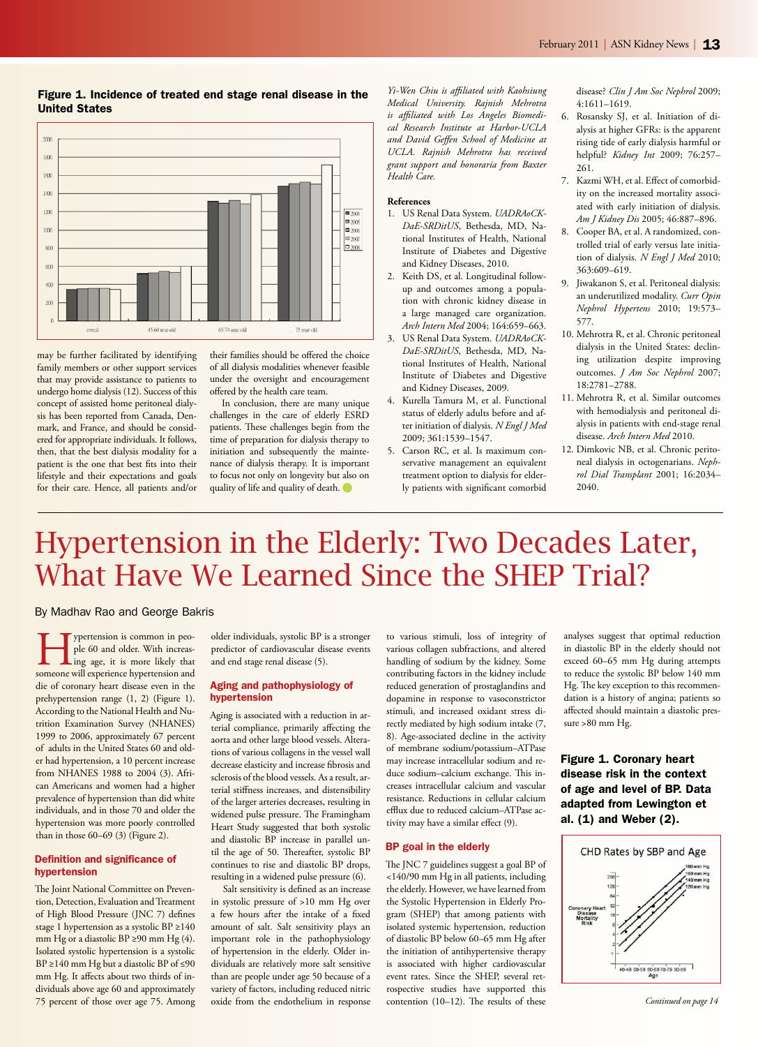**Figure 1. Incidence of treated end stage renal disease in the United States**

2000
1800
1600
1400
1200
1000
800
600
400
200
0

overall
45-64 year-old
65-74 year-old
75 year-old

2004
2005
2006
2007
2008

may be further facilitated by identifying family members or other support services that may provide assistance to patients to undergo home dialysis (12). Success of this concept of assisted home peritoneal dialysis has been reported from Canada, Denmark, and France, and should be considered for appropriate individuals. It follows, then, that the best dialysis modality for a patient is the one that best fits into their lifestyle and their expectations and goals for their care. Hence, all patients and/or their families should be offered the choice of all dialysis modalities whenever feasible under the oversight and encouragement offered by the health care team.

In conclusion, there are many unique challenges in the care of elderly ESRD patients. These challenges begin from the time of preparation for dialysis therapy to initiation and subsequently the maintenance of dialysis therapy. It is important to focus not only on longevity but also on quality of life and quality of death.

*Yi-Wen Chiu is affiliated with Kaohsiung Medical University. Rajnish Mehrotra is affiliated with Los Angeles Biomedical Research Institute at Harbor-UCLA and David Geffen School of Medicine at UCLA. Rajnish Mehrotra has received grant support and honoraria from Baxter Health Care.*

**References**

1. US Renal Data System. *UADRAoCKDaE-SRDitUS*, Bethesda, MD, National Institutes of Health, National Institute of Diabetes and Digestive and Kidney Diseases, 2010.
2. Keith DS, et al. Longitudinal follow-up and outcomes among a population with chronic kidney disease in a large managed care organization. *Arch Intern Med* 2004; 164:659–663.
3. US Renal Data System. *UADRAoCKDaE-SRDitUS*, Bethesda, MD, National Institutes of Health, National Institute of Diabetes and Digestive and Kidney Diseases, 2009.
4. Kurella Tamura M, et al. Functional status of elderly adults before and after initiation of dialysis. *N Engl J Med* 2009; 361:1539–1547.
5. Carson RC, et al. Is maximum conservative management an equivalent treatment option to dialysis for elderly patients with significant comorbid disease? *Clin J Am Soc Nephrol* 2009; 4:1611–1619.
6. Rosansky SJ, et al. Initiation of dialysis at higher GFRs: is the apparent rising tide of early dialysis harmful or helpful? *Kidney Int* 2009; 76:257–261.
7. Kazmi WH, et al. Effect of comorbidity on the increased mortality associated with early initiation of dialysis. *Am J Kidney Dis* 2005; 46:887–896.
8. Cooper BA, et al. A randomized, controlled trial of early versus late initiation of dialysis. *N Engl J Med* 2010; 363:609–619.
9. Jiwakanon S, et al. Peritoneal dialysis: an underutilized modality. *Curr Opin Nephrol Hypertens* 2010; 19:573–577.
10. Mehrotra R, et al. Chronic peritoneal dialysis in the United States: declining utilization despite improving outcomes. *J Am Soc Nephrol* 2007; 18:2781–2788.
11. Mehrotra R, et al. Similar outcomes with hemodialysis and peritoneal dialysis in patients with end-stage renal disease. *Arch Intern Med* 2010.
12. Dimkovic NB, et al. Chronic peritoneal dialysis in octogenarians. *Nephrol Dial Transplant* 2001; 16:2034–2040.

# Hypertension in the Elderly: Two Decades Later, What Have We Learned Since the SHEP Trial?

By Madhav Rao and George Bakris

Hypertension is common in people 60 and older. With increasing age, it is more likely that someone will experience hypertension and die of coronary heart disease even in the prehypertension range (1, 2) (Figure 1). According to the National Health and Nutrition Examination Survey (NHANES) 1999 to 2006, approximately 67 percent of adults in the United States 60 and older had hypertension, a 10 percent increase from NHANES 1988 to 2004 (3). African Americans and women had a higher prevalence of hypertension than did white individuals, and in those 70 and older the hypertension was more poorly controlled than in those 60–69 (3) (Figure 2).

## Definition and significance of hypertension

The Joint National Committee on Prevention, Detection, Evaluation and Treatment of High Blood Pressure (JNC 7) defines stage 1 hypertension as a systolic BP ≥140 mm Hg or a diastolic BP ≥90 mm Hg (4). Isolated systolic hypertension is a systolic BP ≥140 mm Hg but a diastolic BP of ≤90 mm Hg. It affects about two thirds of individuals above age 60 and approximately 75 percent of those over age 75. Among older individuals, systolic BP is a stronger predictor of cardiovascular disease events and end stage renal disease (5).

## Aging and pathophysiology of hypertension

Aging is associated with a reduction in arterial compliance, primarily affecting the aorta and other large blood vessels. Alterations of various collagens in the vessel wall decrease elasticity and increase fibrosis and sclerosis of the blood vessels. As a result, arterial stiffness increases, and distensibility of the larger arteries decreases, resulting in widened pulse pressure. The Framingham Heart Study suggested that both systolic and diastolic BP increase in parallel until the age of 50. Thereafter, systolic BP continues to rise and diastolic BP drops, resulting in a widened pulse pressure (6).

Salt sensitivity is defined as an increase in systolic pressure of >10 mm Hg over a few hours after the intake of a fixed amount of salt. Salt sensitivity plays an important role in the pathophysiology of hypertension in the elderly. Older individuals are relatively more salt sensitive than are people under age 50 because of a variety of factors, including reduced nitric oxide from the endothelium in response to various stimuli, loss of integrity of various collagen subfractions, and altered handling of sodium by the kidney. Some contributing factors in the kidney include reduced generation of prostaglandins and dopamine in response to vasoconstrictor stimuli, and increased oxidant stress directly mediated by high sodium intake (7, 8). Age-associated decline in the activity of membrane sodium/potassium–ATPase may increase intracellular sodium and reduce sodium–calcium exchange. This increases intracellular calcium and vascular resistance. Reductions in cellular calcium efflux due to reduced calcium–ATPase activity may have a similar effect (9).

## BP goal in the elderly

The JNC 7 guidelines suggest a goal BP of <140/90 mm Hg in all patients, including the elderly. However, we have learned from the Systolic Hypertension in Elderly Program (SHEP) that among patients with isolated systemic hypertension, reduction of diastolic BP below 60–65 mm Hg after the initiation of antihypertensive therapy is associated with higher cardiovascular event rates. Since the SHEP, several retrospective studies have supported this contention (10–12). The results of these analyses suggest that optimal reduction in diastolic BP in the elderly should not exceed 60–65 mm Hg during attempts to reduce the systolic BP below 140 mm Hg. The key exception to this recommendation is a history of angina; patients so affected should maintain a diastolic pressure >80 mm Hg.

**Figure 1. Coronary heart disease risk in the context of age and level of BP. Data adapted from Lewington et al. (1) and Weber (2).**

CHD Rates by SBP and Age

180 mm Hg
160 mm Hg
140 mm Hg
120 mm Hg

256
128
64
32
16
8
4
2
1

Coronary Heart Disease Mortality Risk

40-49 50-59 60-69 70-79 80-89
Age

*Continued on page 14*